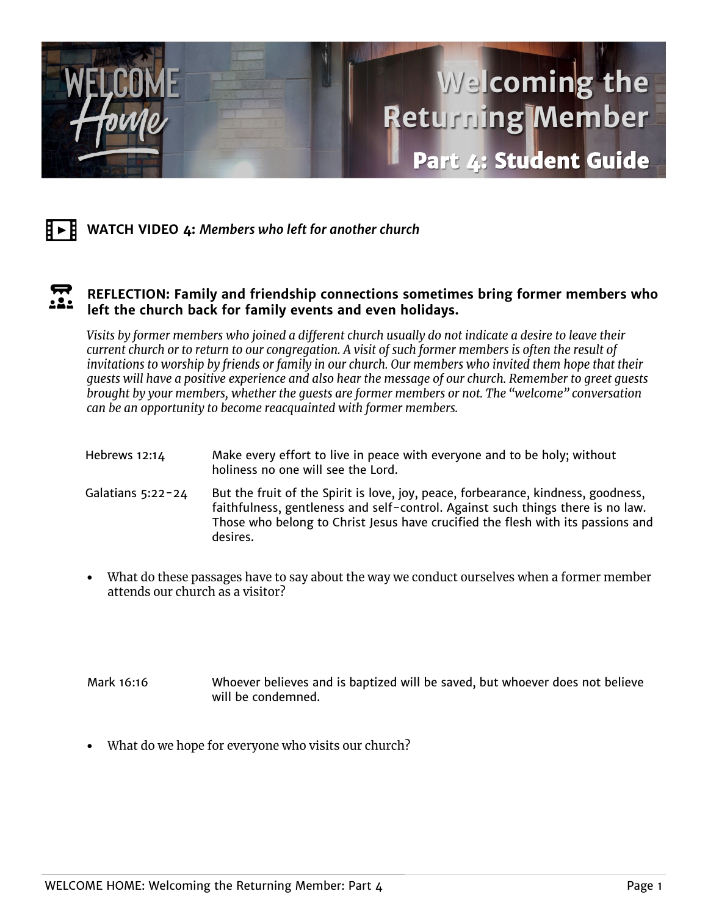# Welcoming the Returning Member

## Part 4: Student Guide

**WATCH VIDEO 4:** ***Members who left for another church***

**REFLECTION: Family and friendship connections sometimes bring former members who left the church back for family events and even holidays.**

*Visits by former members who joined a different church usually do not indicate a desire to leave their current church or to return to our congregation. A visit of such former members is often the result of invitations to worship by friends or family in our church. Our members who invited them hope that their guests will have a positive experience and also hear the message of our church. Remember to greet guests brought by your members, whether the guests are former members or not. The "welcome" conversation can be an opportunity to become reacquainted with former members.*

| | |
|---|---|
| Hebrews 12:14 | Make every effort to live in peace with everyone and to be holy; without holiness no one will see the Lord. |
| Galatians 5:22-24 | But the fruit of the Spirit is love, joy, peace, forbearance, kindness, goodness, faithfulness, gentleness and self-control. Against such things there is no law. Those who belong to Christ Jesus have crucified the flesh with its passions and desires. |

- What do these passages have to say about the way we conduct ourselves when a former member attends our church as a visitor?

| | |
|---|---|
| Mark 16:16 | Whoever believes and is baptized will be saved, but whoever does not believe will be condemned. |

- What do we hope for everyone who visits our church?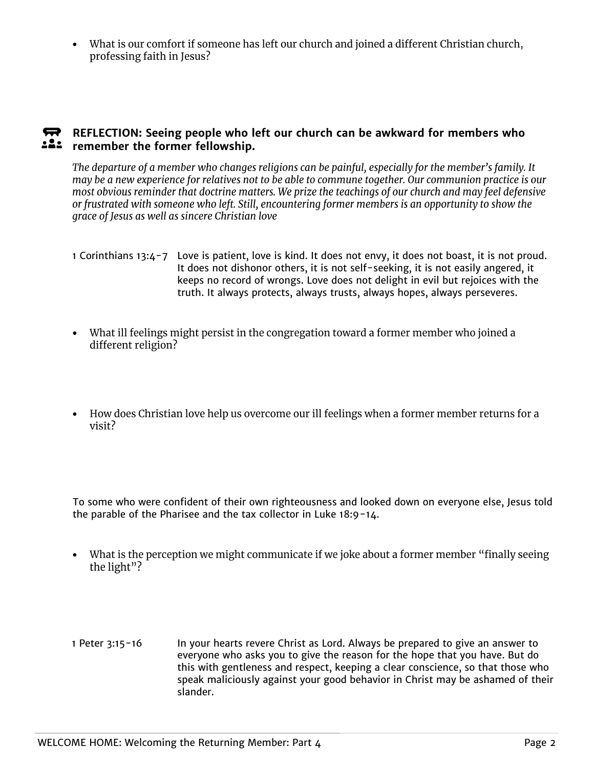- What is our comfort if someone has left our church and joined a different Christian church, professing faith in Jesus?

### REFLECTION: Seeing people who left our church can be awkward for members who remember the former fellowship.

*The departure of a member who changes religions can be painful, especially for the member's family. It may be a new experience for relatives not to be able to commune together. Our communion practice is our most obvious reminder that doctrine matters. We prize the teachings of our church and may feel defensive or frustrated with someone who left. Still, encountering former members is an opportunity to show the grace of Jesus as well as sincere Christian love*

1 Corinthians 13:4-7 — Love is patient, love is kind. It does not envy, it does not boast, it is not proud. It does not dishonor others, it is not self-seeking, it is not easily angered, it keeps no record of wrongs. Love does not delight in evil but rejoices with the truth. It always protects, always trusts, always hopes, always perseveres.

- What ill feelings might persist in the congregation toward a former member who joined a different religion?

- How does Christian love help us overcome our ill feelings when a former member returns for a visit?

To some who were confident of their own righteousness and looked down on everyone else, Jesus told the parable of the Pharisee and the tax collector in Luke 18:9-14.

- What is the perception we might communicate if we joke about a former member "finally seeing the light"?

1 Peter 3:15-16 — In your hearts revere Christ as Lord. Always be prepared to give an answer to everyone who asks you to give the reason for the hope that you have. But do this with gentleness and respect, keeping a clear conscience, so that those who speak maliciously against your good behavior in Christ may be ashamed of their slander.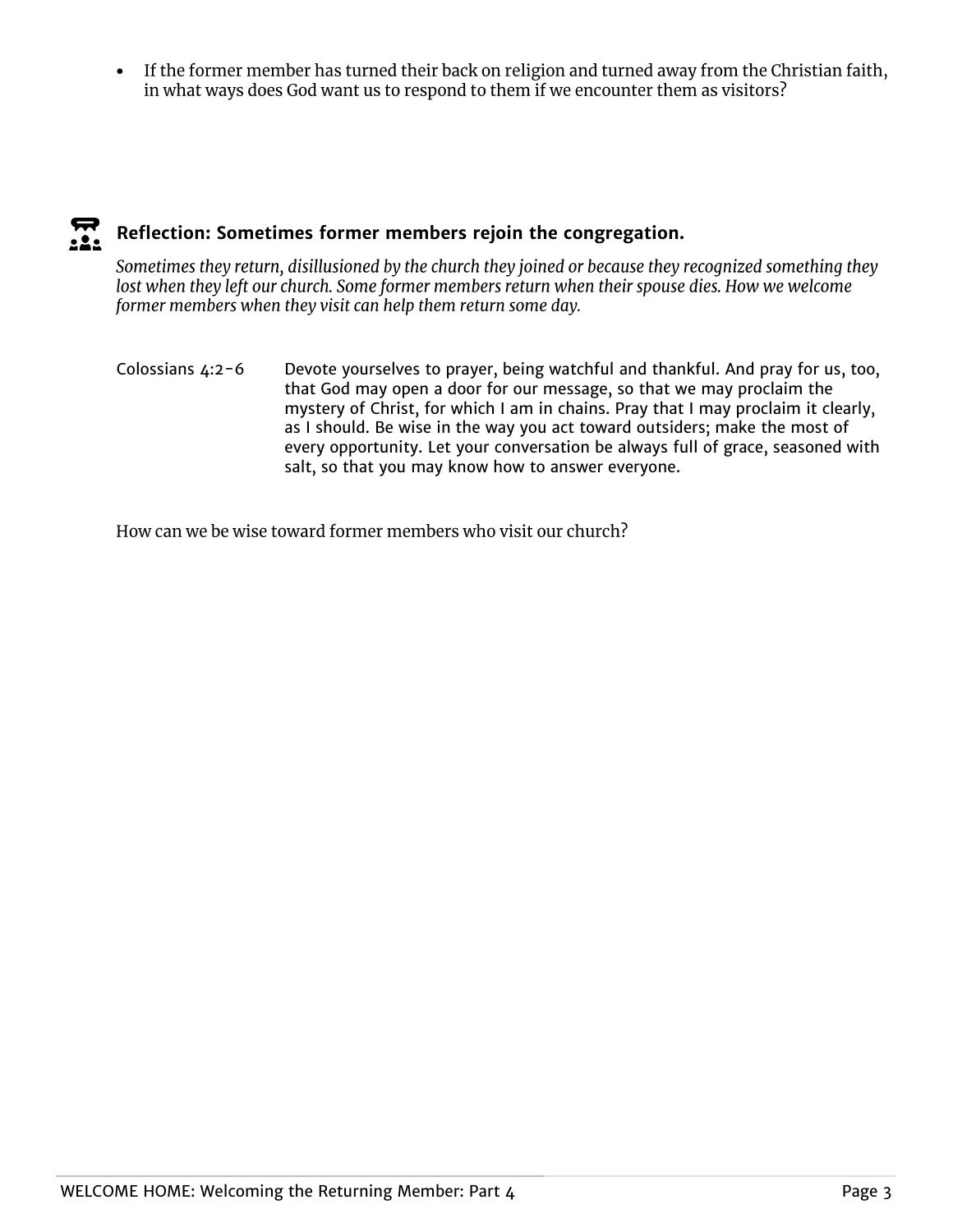- If the former member has turned their back on religion and turned away from the Christian faith, in what ways does God want us to respond to them if we encounter them as visitors?

## Reflection: Sometimes former members rejoin the congregation.

*Sometimes they return, disillusioned by the church they joined or because they recognized something they lost when they left our church. Some former members return when their spouse dies. How we welcome former members when they visit can help them return some day.*

| | |
|---|---|
| Colossians 4:2-6 | Devote yourselves to prayer, being watchful and thankful. And pray for us, too, that God may open a door for our message, so that we may proclaim the mystery of Christ, for which I am in chains. Pray that I may proclaim it clearly, as I should. Be wise in the way you act toward outsiders; make the most of every opportunity. Let your conversation be always full of grace, seasoned with salt, so that you may know how to answer everyone. |

How can we be wise toward former members who visit our church?